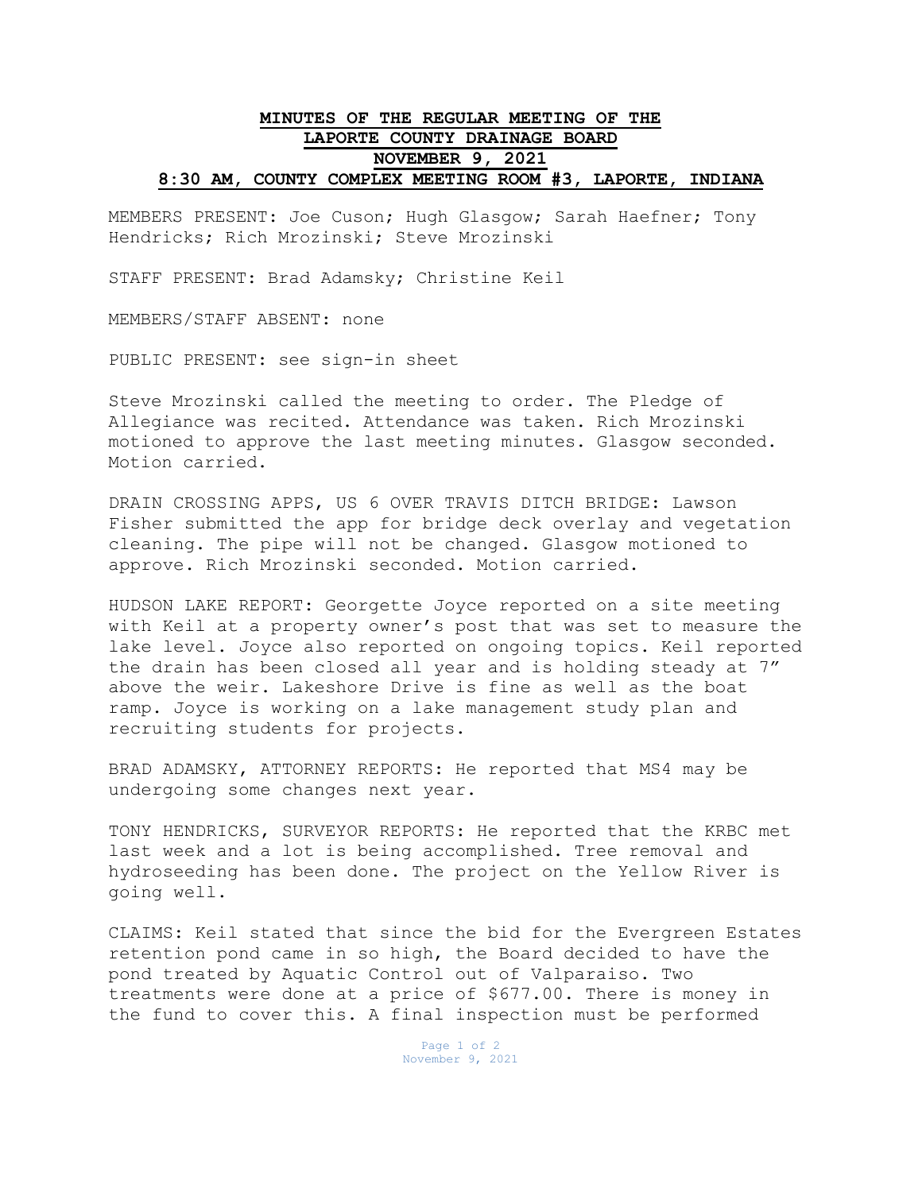# MINUTES OF THE REGULAR MEETING OF THE LAPORTE COUNTY DRAINAGE BOARD

## NOVEMBER 9, 2021

## 8:30 AM, COUNTY COMPLEX MEETING ROOM #3, LAPORTE, INDIANA

MEMBERS PRESENT: Joe Cuson; Hugh Glasgow; Sarah Haefner; Tony Hendricks; Rich Mrozinski; Steve Mrozinski

STAFF PRESENT: Brad Adamsky; Christine Keil

MEMBERS/STAFF ABSENT: none

PUBLIC PRESENT: see sign-in sheet

Steve Mrozinski called the meeting to order. The Pledge of Allegiance was recited. Attendance was taken. Rich Mrozinski motioned to approve the last meeting minutes. Glasgow seconded. Motion carried.

DRAIN CROSSING APPS, US 6 OVER TRAVIS DITCH BRIDGE: Lawson Fisher submitted the app for bridge deck overlay and vegetation cleaning. The pipe will not be changed. Glasgow motioned to approve. Rich Mrozinski seconded. Motion carried.

HUDSON LAKE REPORT: Georgette Joyce reported on a site meeting with Keil at a property owner's post that was set to measure the lake level. Joyce also reported on ongoing topics. Keil reported the drain has been closed all year and is holding steady at 7" above the weir. Lakeshore Drive is fine as well as the boat ramp. Joyce is working on a lake management study plan and recruiting students for projects.

BRAD ADAMSKY, ATTORNEY REPORTS: He reported that MS4 may be undergoing some changes next year.

TONY HENDRICKS, SURVEYOR REPORTS: He reported that the KRBC met last week and a lot is being accomplished. Tree removal and hydroseeding has been done. The project on the Yellow River is going well.

CLAIMS: Keil stated that since the bid for the Evergreen Estates retention pond came in so high, the Board decided to have the pond treated by Aquatic Control out of Valparaiso. Two treatments were done at a price of $677.00. There is money in the fund to cover this. A final inspection must be performed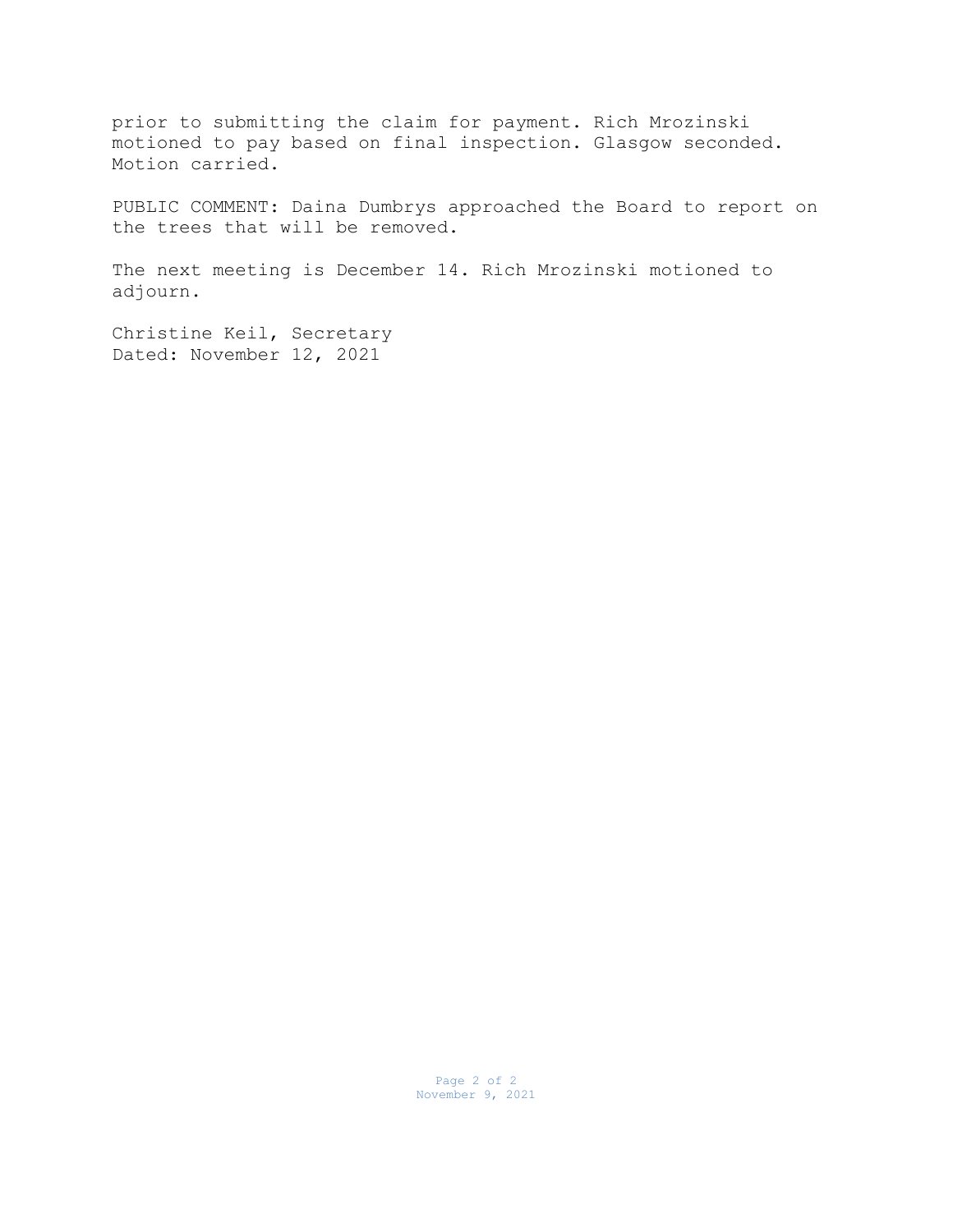prior to submitting the claim for payment. Rich Mrozinski motioned to pay based on final inspection. Glasgow seconded. Motion carried.

PUBLIC COMMENT: Daina Dumbrys approached the Board to report on the trees that will be removed.

The next meeting is December 14. Rich Mrozinski motioned to adjourn.

Christine Keil, Secretary
Dated: November 12, 2021